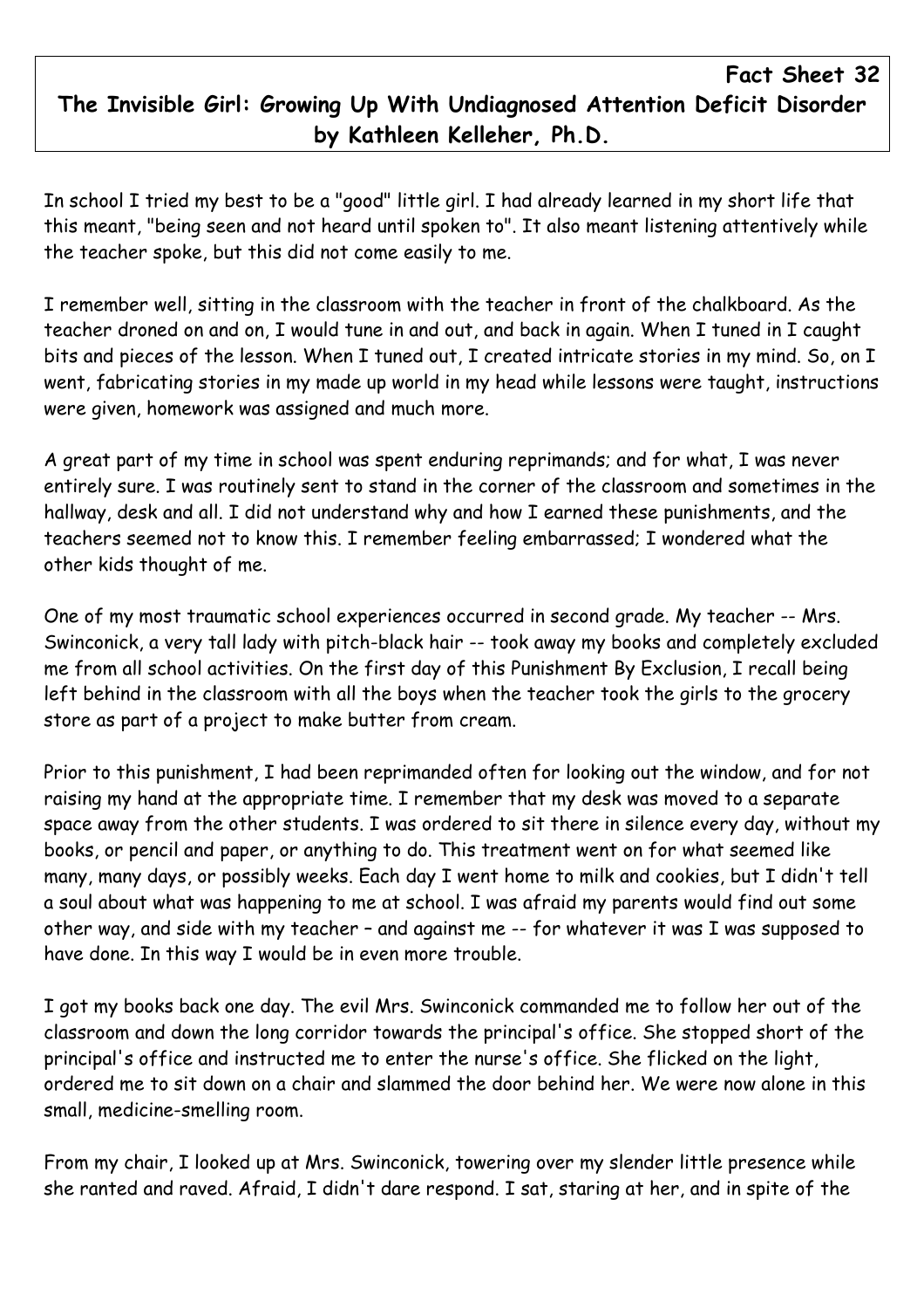**Fact Sheet 32**

# The Invisible Girl: Growing Up With Undiagnosed Attention Deficit Disorder by Kathleen Kelleher, Ph.D.

In school I tried my best to be a "good" little girl. I had already learned in my short life that this meant, "being seen and not heard until spoken to". It also meant listening attentively while the teacher spoke, but this did not come easily to me.

I remember well, sitting in the classroom with the teacher in front of the chalkboard. As the teacher droned on and on, I would tune in and out, and back in again. When I tuned in I caught bits and pieces of the lesson. When I tuned out, I created intricate stories in my mind. So, on I went, fabricating stories in my made up world in my head while lessons were taught, instructions were given, homework was assigned and much more.

A great part of my time in school was spent enduring reprimands; and for what, I was never entirely sure. I was routinely sent to stand in the corner of the classroom and sometimes in the hallway, desk and all. I did not understand why and how I earned these punishments, and the teachers seemed not to know this. I remember feeling embarrassed; I wondered what the other kids thought of me.

One of my most traumatic school experiences occurred in second grade. My teacher -- Mrs. Swinconick, a very tall lady with pitch-black hair -- took away my books and completely excluded me from all school activities. On the first day of this Punishment By Exclusion, I recall being left behind in the classroom with all the boys when the teacher took the girls to the grocery store as part of a project to make butter from cream.

Prior to this punishment, I had been reprimanded often for looking out the window, and for not raising my hand at the appropriate time. I remember that my desk was moved to a separate space away from the other students. I was ordered to sit there in silence every day, without my books, or pencil and paper, or anything to do. This treatment went on for what seemed like many, many days, or possibly weeks. Each day I went home to milk and cookies, but I didn't tell a soul about what was happening to me at school. I was afraid my parents would find out some other way, and side with my teacher – and against me -- for whatever it was I was supposed to have done. In this way I would be in even more trouble.

I got my books back one day. The evil Mrs. Swinconick commanded me to follow her out of the classroom and down the long corridor towards the principal's office. She stopped short of the principal's office and instructed me to enter the nurse's office. She flicked on the light, ordered me to sit down on a chair and slammed the door behind her. We were now alone in this small, medicine-smelling room.

From my chair, I looked up at Mrs. Swinconick, towering over my slender little presence while she ranted and raved. Afraid, I didn't dare respond. I sat, staring at her, and in spite of the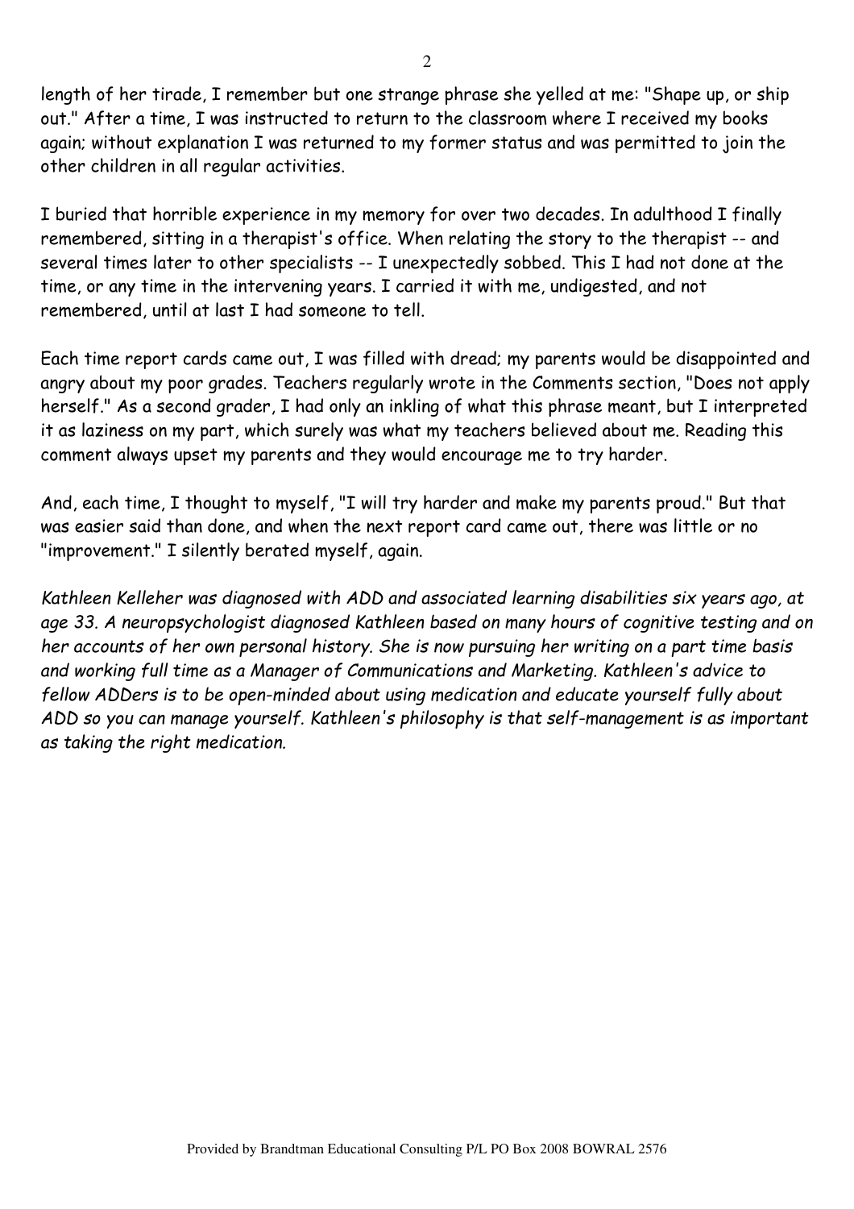length of her tirade, I remember but one strange phrase she yelled at me: "Shape up, or ship out." After a time, I was instructed to return to the classroom where I received my books again; without explanation I was returned to my former status and was permitted to join the other children in all regular activities.

I buried that horrible experience in my memory for over two decades. In adulthood I finally remembered, sitting in a therapist's office. When relating the story to the therapist -- and several times later to other specialists -- I unexpectedly sobbed. This I had not done at the time, or any time in the intervening years. I carried it with me, undigested, and not remembered, until at last I had someone to tell.

Each time report cards came out, I was filled with dread; my parents would be disappointed and angry about my poor grades. Teachers regularly wrote in the Comments section, "Does not apply herself." As a second grader, I had only an inkling of what this phrase meant, but I interpreted it as laziness on my part, which surely was what my teachers believed about me. Reading this comment always upset my parents and they would encourage me to try harder.

And, each time, I thought to myself, "I will try harder and make my parents proud." But that was easier said than done, and when the next report card came out, there was little or no "improvement." I silently berated myself, again.

*Kathleen Kelleher was diagnosed with ADD and associated learning disabilities six years ago, at age 33. A neuropsychologist diagnosed Kathleen based on many hours of cognitive testing and on her accounts of her own personal history. She is now pursuing her writing on a part time basis and working full time as a Manager of Communications and Marketing. Kathleen's advice to fellow ADDers is to be open-minded about using medication and educate yourself fully about ADD so you can manage yourself. Kathleen's philosophy is that self-management is as important as taking the right medication.*

Provided by Brandtman Educational Consulting P/L PO Box 2008 BOWRAL 2576